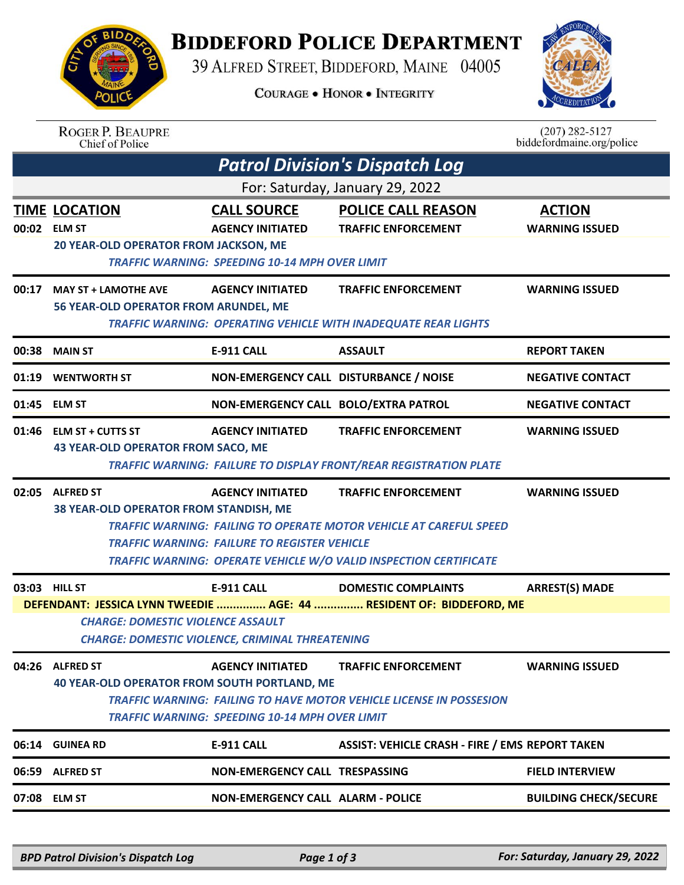# Biddeford Police Department

39 Alfred Street, Biddeford, Maine 04005

Courage • Honor • Integrity

Roger P. Beaupre
Chief of Police

(207) 282-5127
biddefordmaine.org/police

## *Patrol Division's Dispatch Log*

For: Saturday, January 29, 2022

| TIME | LOCATION | CALL SOURCE | POLICE CALL REASON | ACTION |
|---|---|---|---|---|
| 00:02 | ELM ST | AGENCY INITIATED | TRAFFIC ENFORCEMENT | WARNING ISSUED |
| | 20 YEAR-OLD OPERATOR FROM JACKSON, ME | | | |
| | *TRAFFIC WARNING: SPEEDING 10-14 MPH OVER LIMIT* | | | |
| 00:17 | MAY ST + LAMOTHE AVE | AGENCY INITIATED | TRAFFIC ENFORCEMENT | WARNING ISSUED |
| | 56 YEAR-OLD OPERATOR FROM ARUNDEL, ME | | | |
| | *TRAFFIC WARNING: OPERATING VEHICLE WITH INADEQUATE REAR LIGHTS* | | | |
| 00:38 | MAIN ST | E-911 CALL | ASSAULT | REPORT TAKEN |
| 01:19 | WENTWORTH ST | NON-EMERGENCY CALL | DISTURBANCE / NOISE | NEGATIVE CONTACT |
| 01:45 | ELM ST | NON-EMERGENCY CALL | BOLO/EXTRA PATROL | NEGATIVE CONTACT |
| 01:46 | ELM ST + CUTTS ST | AGENCY INITIATED | TRAFFIC ENFORCEMENT | WARNING ISSUED |
| | 43 YEAR-OLD OPERATOR FROM SACO, ME | | | |
| | *TRAFFIC WARNING: FAILURE TO DISPLAY FRONT/REAR REGISTRATION PLATE* | | | |
| 02:05 | ALFRED ST | AGENCY INITIATED | TRAFFIC ENFORCEMENT | WARNING ISSUED |
| | 38 YEAR-OLD OPERATOR FROM STANDISH, ME | | | |
| | *TRAFFIC WARNING: FAILING TO OPERATE MOTOR VEHICLE AT CAREFUL SPEED* | | | |
| | *TRAFFIC WARNING: FAILURE TO REGISTER VEHICLE* | | | |
| | *TRAFFIC WARNING: OPERATE VEHICLE W/O VALID INSPECTION CERTIFICATE* | | | |
| 03:03 | HILL ST | E-911 CALL | DOMESTIC COMPLAINTS | ARREST(S) MADE |
| | DEFENDANT: JESSICA LYNN TWEEDIE ............... AGE: 44 ............... RESIDENT OF: BIDDEFORD, ME | | | |
| | *CHARGE: DOMESTIC VIOLENCE ASSAULT* | | | |
| | *CHARGE: DOMESTIC VIOLENCE, CRIMINAL THREATENING* | | | |
| 04:26 | ALFRED ST | AGENCY INITIATED | TRAFFIC ENFORCEMENT | WARNING ISSUED |
| | 40 YEAR-OLD OPERATOR FROM SOUTH PORTLAND, ME | | | |
| | *TRAFFIC WARNING: FAILING TO HAVE MOTOR VEHICLE LICENSE IN POSSESION* | | | |
| | *TRAFFIC WARNING: SPEEDING 10-14 MPH OVER LIMIT* | | | |
| 06:14 | GUINEA RD | E-911 CALL | ASSIST: VEHICLE CRASH - FIRE / EMS | REPORT TAKEN |
| 06:59 | ALFRED ST | NON-EMERGENCY CALL | TRESPASSING | FIELD INTERVIEW |
| 07:08 | ELM ST | NON-EMERGENCY CALL | ALARM - POLICE | BUILDING CHECK/SECURE |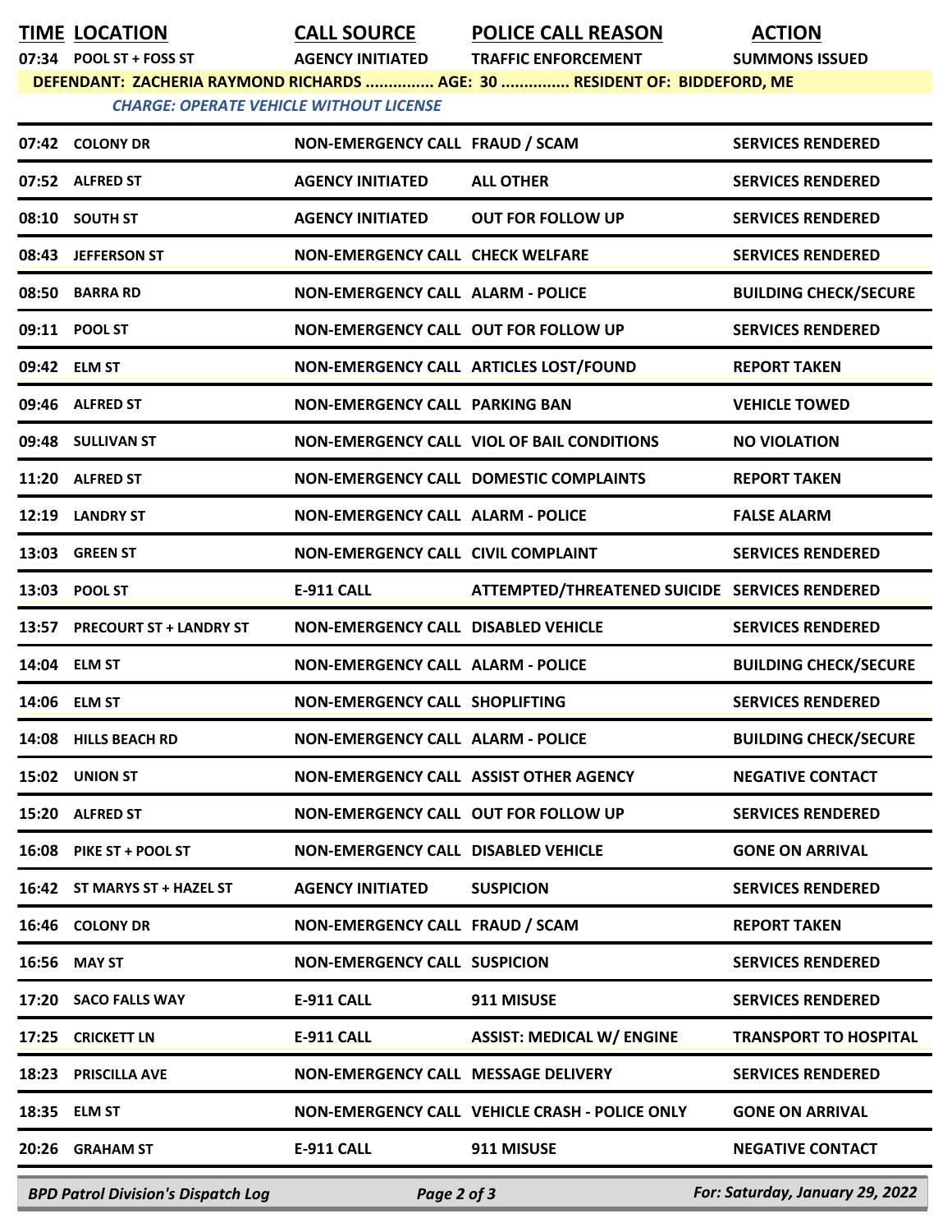| TIME | LOCATION | CALL SOURCE | POLICE CALL REASON | ACTION |
|---|---|---|---|---|
| 07:34 | POOL ST + FOSS ST | AGENCY INITIATED | TRAFFIC ENFORCEMENT | SUMMONS ISSUED |
| DEFENDANT: ZACHERIA RAYMOND RICHARDS ............... AGE: 30 ............... RESIDENT OF: BIDDEFORD, ME | | | | |
| *CHARGE: OPERATE VEHICLE WITHOUT LICENSE* | | | | |
| 07:42 | COLONY DR | NON-EMERGENCY CALL | FRAUD / SCAM | SERVICES RENDERED |
| 07:52 | ALFRED ST | AGENCY INITIATED | ALL OTHER | SERVICES RENDERED |
| 08:10 | SOUTH ST | AGENCY INITIATED | OUT FOR FOLLOW UP | SERVICES RENDERED |
| 08:43 | JEFFERSON ST | NON-EMERGENCY CALL | CHECK WELFARE | SERVICES RENDERED |
| 08:50 | BARRA RD | NON-EMERGENCY CALL | ALARM - POLICE | BUILDING CHECK/SECURE |
| 09:11 | POOL ST | NON-EMERGENCY CALL | OUT FOR FOLLOW UP | SERVICES RENDERED |
| 09:42 | ELM ST | NON-EMERGENCY CALL | ARTICLES LOST/FOUND | REPORT TAKEN |
| 09:46 | ALFRED ST | NON-EMERGENCY CALL | PARKING BAN | VEHICLE TOWED |
| 09:48 | SULLIVAN ST | NON-EMERGENCY CALL | VIOL OF BAIL CONDITIONS | NO VIOLATION |
| 11:20 | ALFRED ST | NON-EMERGENCY CALL | DOMESTIC COMPLAINTS | REPORT TAKEN |
| 12:19 | LANDRY ST | NON-EMERGENCY CALL | ALARM - POLICE | FALSE ALARM |
| 13:03 | GREEN ST | NON-EMERGENCY CALL | CIVIL COMPLAINT | SERVICES RENDERED |
| 13:03 | POOL ST | E-911 CALL | ATTEMPTED/THREATENED SUICIDE | SERVICES RENDERED |
| 13:57 | PRECOURT ST + LANDRY ST | NON-EMERGENCY CALL | DISABLED VEHICLE | SERVICES RENDERED |
| 14:04 | ELM ST | NON-EMERGENCY CALL | ALARM - POLICE | BUILDING CHECK/SECURE |
| 14:06 | ELM ST | NON-EMERGENCY CALL | SHOPLIFTING | SERVICES RENDERED |
| 14:08 | HILLS BEACH RD | NON-EMERGENCY CALL | ALARM - POLICE | BUILDING CHECK/SECURE |
| 15:02 | UNION ST | NON-EMERGENCY CALL | ASSIST OTHER AGENCY | NEGATIVE CONTACT |
| 15:20 | ALFRED ST | NON-EMERGENCY CALL | OUT FOR FOLLOW UP | SERVICES RENDERED |
| 16:08 | PIKE ST + POOL ST | NON-EMERGENCY CALL | DISABLED VEHICLE | GONE ON ARRIVAL |
| 16:42 | ST MARYS ST + HAZEL ST | AGENCY INITIATED | SUSPICION | SERVICES RENDERED |
| 16:46 | COLONY DR | NON-EMERGENCY CALL | FRAUD / SCAM | REPORT TAKEN |
| 16:56 | MAY ST | NON-EMERGENCY CALL | SUSPICION | SERVICES RENDERED |
| 17:20 | SACO FALLS WAY | E-911 CALL | 911 MISUSE | SERVICES RENDERED |
| 17:25 | CRICKETT LN | E-911 CALL | ASSIST: MEDICAL W/ ENGINE | TRANSPORT TO HOSPITAL |
| 18:23 | PRISCILLA AVE | NON-EMERGENCY CALL | MESSAGE DELIVERY | SERVICES RENDERED |
| 18:35 | ELM ST | NON-EMERGENCY CALL | VEHICLE CRASH - POLICE ONLY | GONE ON ARRIVAL |
| 20:26 | GRAHAM ST | E-911 CALL | 911 MISUSE | NEGATIVE CONTACT |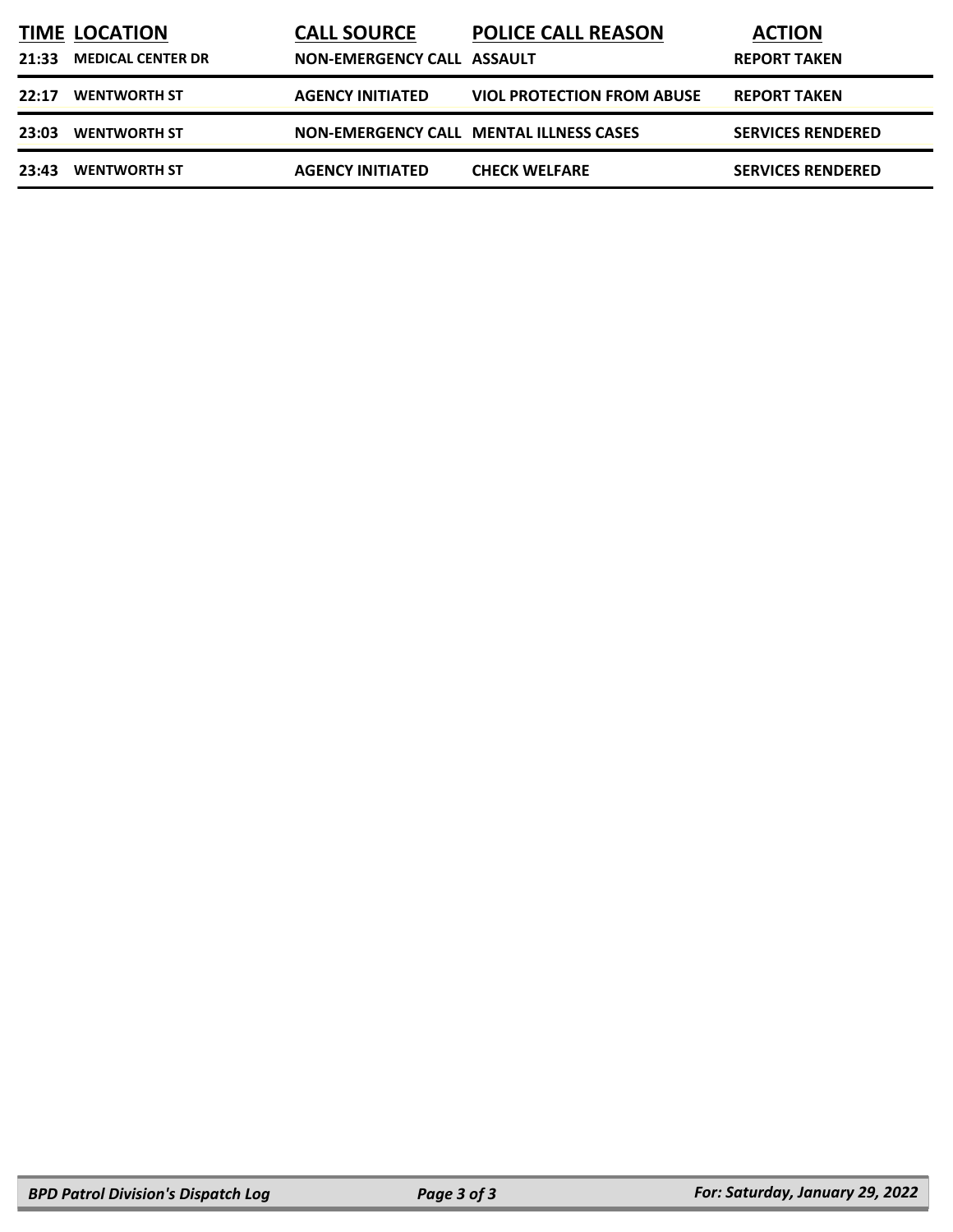| TIME | LOCATION | CALL SOURCE | POLICE CALL REASON | ACTION |
| --- | --- | --- | --- | --- |
| 21:33 | MEDICAL CENTER DR | NON-EMERGENCY CALL | ASSAULT | REPORT TAKEN |
| 22:17 | WENTWORTH ST | AGENCY INITIATED | VIOL PROTECTION FROM ABUSE | REPORT TAKEN |
| 23:03 | WENTWORTH ST | NON-EMERGENCY CALL | MENTAL ILLNESS CASES | SERVICES RENDERED |
| 23:43 | WENTWORTH ST | AGENCY INITIATED | CHECK WELFARE | SERVICES RENDERED |